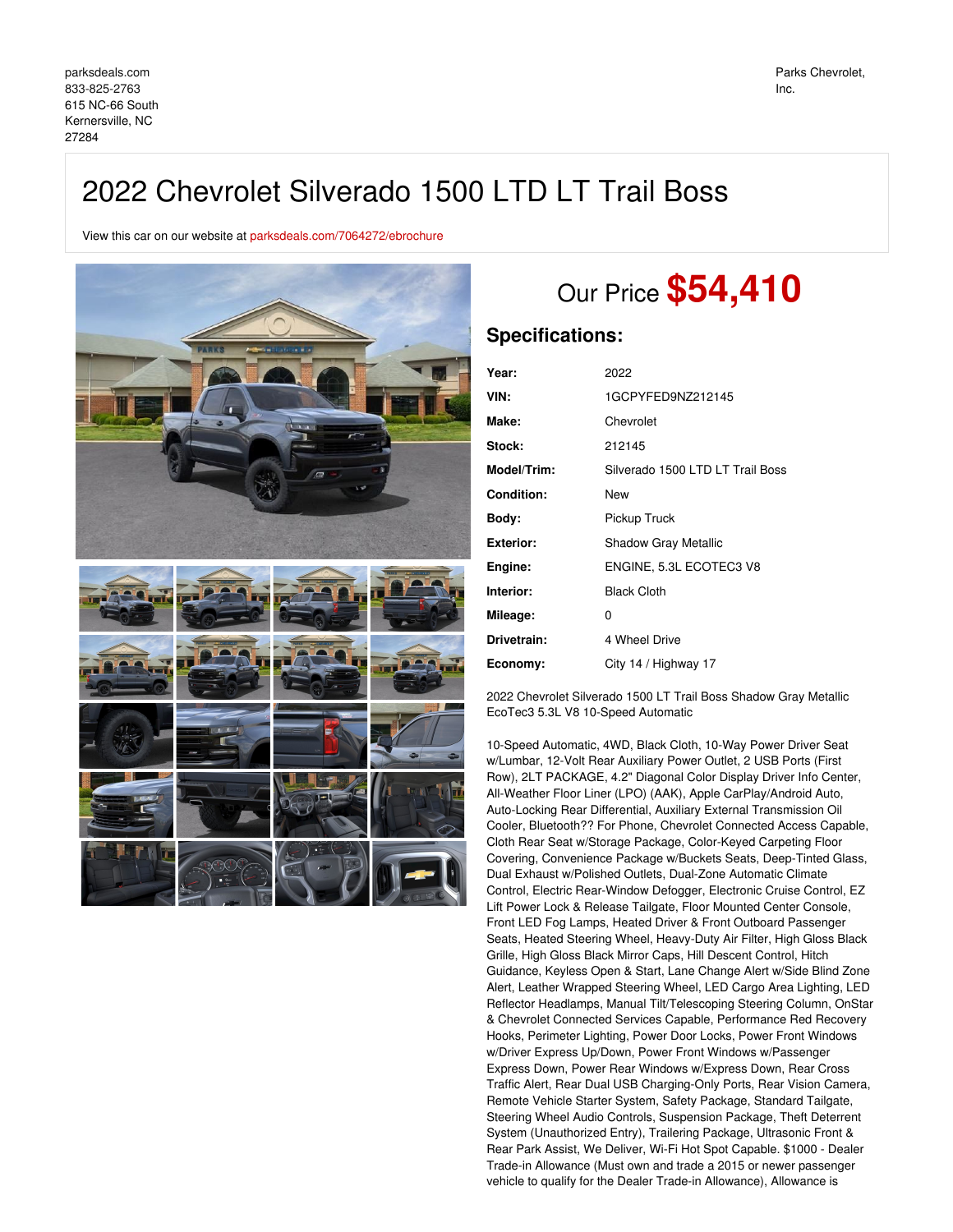parksdeals.com
833-825-2763
615 NC-66 South
Kernersville, NC
27284

Parks Chevrolet, Inc.

# 2022 Chevrolet Silverado 1500 LTD LT Trail Boss

View this car on our website at parksdeals.com/7064272/ebrochure

## Our Price **$54,410**

## Specifications:

| | |
|---|---|
| **Year:** | 2022 |
| **VIN:** | 1GCPYFED9NZ212145 |
| **Make:** | Chevrolet |
| **Stock:** | 212145 |
| **Model/Trim:** | Silverado 1500 LTD LT Trail Boss |
| **Condition:** | New |
| **Body:** | Pickup Truck |
| **Exterior:** | Shadow Gray Metallic |
| **Engine:** | ENGINE, 5.3L ECOTEC3 V8 |
| **Interior:** | Black Cloth |
| **Mileage:** | 0 |
| **Drivetrain:** | 4 Wheel Drive |
| **Economy:** | City 14 / Highway 17 |

2022 Chevrolet Silverado 1500 LT Trail Boss Shadow Gray Metallic EcoTec3 5.3L V8 10-Speed Automatic

10-Speed Automatic, 4WD, Black Cloth, 10-Way Power Driver Seat w/Lumbar, 12-Volt Rear Auxiliary Power Outlet, 2 USB Ports (First Row), 2LT PACKAGE, 4.2" Diagonal Color Display Driver Info Center, All-Weather Floor Liner (LPO) (AAK), Apple CarPlay/Android Auto, Auto-Locking Rear Differential, Auxiliary External Transmission Oil Cooler, Bluetooth?? For Phone, Chevrolet Connected Access Capable, Cloth Rear Seat w/Storage Package, Color-Keyed Carpeting Floor Covering, Convenience Package w/Buckets Seats, Deep-Tinted Glass, Dual Exhaust w/Polished Outlets, Dual-Zone Automatic Climate Control, Electric Rear-Window Defogger, Electronic Cruise Control, EZ Lift Power Lock & Release Tailgate, Floor Mounted Center Console, Front LED Fog Lamps, Heated Driver & Front Outboard Passenger Seats, Heated Steering Wheel, Heavy-Duty Air Filter, High Gloss Black Grille, High Gloss Black Mirror Caps, Hill Descent Control, Hitch Guidance, Keyless Open & Start, Lane Change Alert w/Side Blind Zone Alert, Leather Wrapped Steering Wheel, LED Cargo Area Lighting, LED Reflector Headlamps, Manual Tilt/Telescoping Steering Column, OnStar & Chevrolet Connected Services Capable, Performance Red Recovery Hooks, Perimeter Lighting, Power Door Locks, Power Front Windows w/Driver Express Up/Down, Power Front Windows w/Passenger Express Down, Power Rear Windows w/Express Down, Rear Cross Traffic Alert, Rear Dual USB Charging-Only Ports, Rear Vision Camera, Remote Vehicle Starter System, Safety Package, Standard Tailgate, Steering Wheel Audio Controls, Suspension Package, Theft Deterrent System (Unauthorized Entry), Trailering Package, Ultrasonic Front & Rear Park Assist, We Deliver, Wi-Fi Hot Spot Capable. $1000 - Dealer Trade-in Allowance (Must own and trade a 2015 or newer passenger vehicle to qualify for the Dealer Trade-in Allowance), Allowance is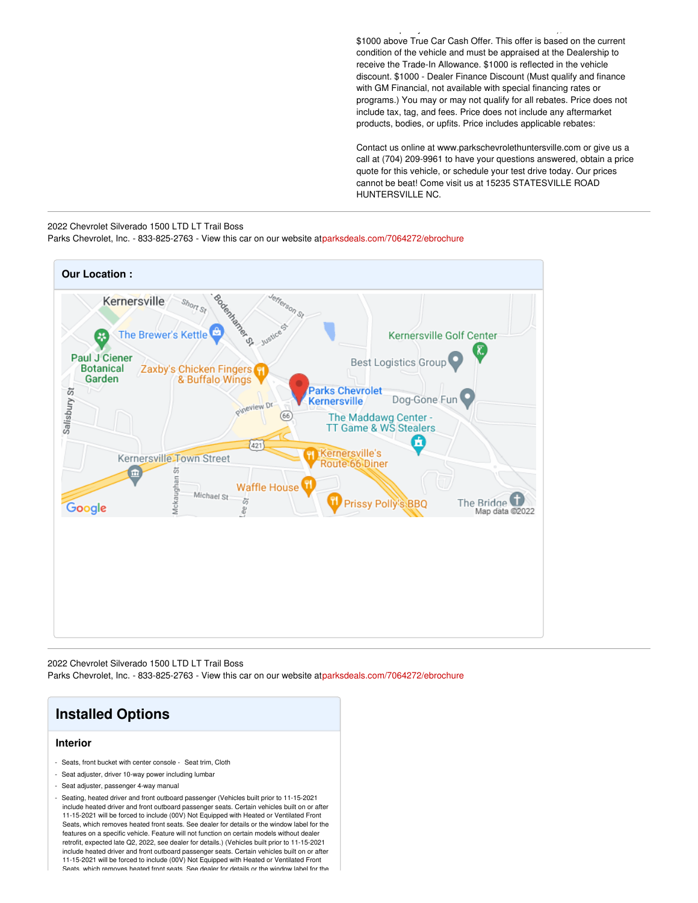$1000 above True Car Cash Offer. This offer is based on the current condition of the vehicle and must be appraised at the Dealership to receive the Trade-In Allowance. $1000 is reflected in the vehicle discount. $1000 - Dealer Finance Discount (Must qualify and finance with GM Financial, not available with special financing rates or programs.) You may or may not qualify for all rebates. Price does not include tax, tag, and fees. Price does not include any aftermarket products, bodies, or upfits. Price includes applicable rebates:

Contact us online at www.parkschevrolethuntersville.com or give us a call at (704) 209-9961 to have your questions answered, obtain a price quote for this vehicle, or schedule your test drive today. Our prices cannot be beat! Come visit us at 15235 STATESVILLE ROAD HUNTERSVILLE NC.

---

2022 Chevrolet Silverado 1500 LTD LT Trail Boss
Parks Chevrolet, Inc. - 833-825-2763 - View this car on our website at parksdeals.com/7064272/ebrochure

**Our Location :**

---

2022 Chevrolet Silverado 1500 LTD LT Trail Boss
Parks Chevrolet, Inc. - 833-825-2763 - View this car on our website at parksdeals.com/7064272/ebrochure

## Installed Options

### Interior

- Seats, front bucket with center console - Seat trim, Cloth
- Seat adjuster, driver 10-way power including lumbar
- Seat adjuster, passenger 4-way manual
- Seating, heated driver and front outboard passenger (Vehicles built prior to 11-15-2021 include heated driver and front outboard passenger seats. Certain vehicles built on or after 11-15-2021 will be forced to include (00V) Not Equipped with Heated or Ventilated Front Seats, which removes heated front seats. See dealer for details or the window label for the features on a specific vehicle. Feature will not function on certain models without dealer retrofit, expected late Q2, 2022, see dealer for details.) (Vehicles built prior to 11-15-2021 include heated driver and front outboard passenger seats. Certain vehicles built on or after 11-15-2021 will be forced to include (00V) Not Equipped with Heated or Ventilated Front Seats, which removes heated front seats. See dealer for details or the window label for the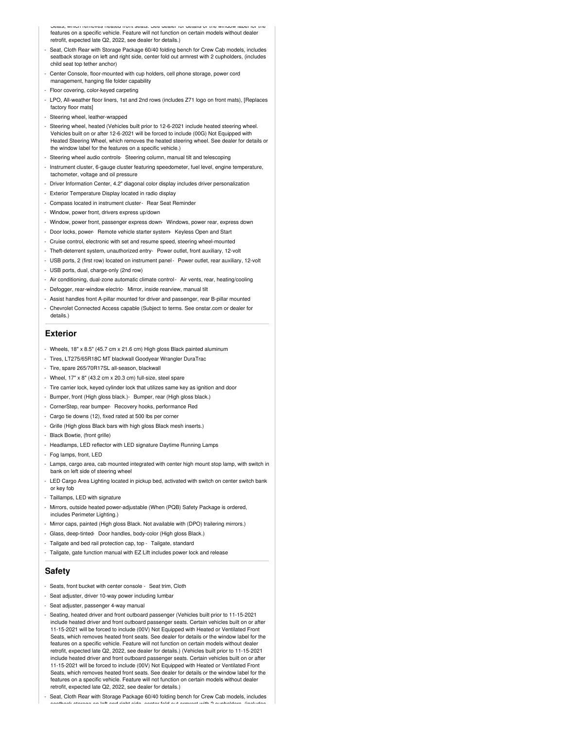Seats, which removes heated front seats. See dealer for details or the window label for the features on a specific vehicle. Feature will not function on certain models without dealer retrofit, expected late Q2, 2022, see dealer for details.)

- Seat, Cloth Rear with Storage Package 60/40 folding bench for Crew Cab models, includes seatback storage on left and right side, center fold out armrest with 2 cupholders, (includes child seat top tether anchor)
- Center Console, floor-mounted with cup holders, cell phone storage, power cord management, hanging file folder capability
- Floor covering, color-keyed carpeting
- LPO, All-weather floor liners, 1st and 2nd rows (includes Z71 logo on front mats), [Replaces factory floor mats]
- Steering wheel, leather-wrapped
- Steering wheel, heated (Vehicles built prior to 12-6-2021 include heated steering wheel. Vehicles built on or after 12-6-2021 will be forced to include (00G) Not Equipped with Heated Steering Wheel, which removes the heated steering wheel. See dealer for details or the window label for the features on a specific vehicle.)
- Steering wheel audio controls- Steering column, manual tilt and telescoping
- Instrument cluster, 6-gauge cluster featuring speedometer, fuel level, engine temperature, tachometer, voltage and oil pressure
- Driver Information Center, 4.2" diagonal color display includes driver personalization
- Exterior Temperature Display located in radio display
- Compass located in instrument cluster- Rear Seat Reminder
- Window, power front, drivers express up/down
- Window, power front, passenger express down- Windows, power rear, express down
- Door locks, power- Remote vehicle starter system- Keyless Open and Start
- Cruise control, electronic with set and resume speed, steering wheel-mounted
- Theft-deterrent system, unauthorized entry- Power outlet, front auxiliary, 12-volt
- USB ports, 2 (first row) located on instrument panel - Power outlet, rear auxiliary, 12-volt
- USB ports, dual, charge-only (2nd row)
- Air conditioning, dual-zone automatic climate control - Air vents, rear, heating/cooling
- Defogger, rear-window electric- Mirror, inside rearview, manual tilt
- Assist handles front A-pillar mounted for driver and passenger, rear B-pillar mounted
- Chevrolet Connected Access capable (Subject to terms. See onstar.com or dealer for details.)

## Exterior

- Wheels, 18" x 8.5" (45.7 cm x 21.6 cm) High gloss Black painted aluminum
- Tires, LT275/65R18C MT blackwall Goodyear Wrangler DuraTrac
- Tire, spare 265/70R17SL all-season, blackwall
- Wheel, 17" x 8" (43.2 cm x 20.3 cm) full-size, steel spare
- Tire carrier lock, keyed cylinder lock that utilizes same key as ignition and door
- Bumper, front (High gloss black.)- Bumper, rear (High gloss black.)
- CornerStep, rear bumper- Recovery hooks, performance Red
- Cargo tie downs (12), fixed rated at 500 lbs per corner
- Grille (High gloss Black bars with high gloss Black mesh inserts.)
- Black Bowtie, (front grille)
- Headlamps, LED reflector with LED signature Daytime Running Lamps
- Fog lamps, front, LED
- Lamps, cargo area, cab mounted integrated with center high mount stop lamp, with switch in bank on left side of steering wheel
- LED Cargo Area Lighting located in pickup bed, activated with switch on center switch bank or key fob
- Taillamps, LED with signature
- Mirrors, outside heated power-adjustable (When (PQB) Safety Package is ordered, includes Perimeter Lighting.)
- Mirror caps, painted (High gloss Black. Not available with (DPO) trailering mirrors.)
- Glass, deep-tinted- Door handles, body-color (High gloss Black.)
- Tailgate and bed rail protection cap, top - Tailgate, standard
- Tailgate, gate function manual with EZ Lift includes power lock and release

## Safety

- Seats, front bucket with center console - Seat trim, Cloth
- Seat adjuster, driver 10-way power including lumbar
- Seat adjuster, passenger 4-way manual
- Seating, heated driver and front outboard passenger (Vehicles built prior to 11-15-2021 include heated driver and front outboard passenger seats. Certain vehicles built on or after 11-15-2021 will be forced to include (00V) Not Equipped with Heated or Ventilated Front Seats, which removes heated front seats. See dealer for details or the window label for the features on a specific vehicle. Feature will not function on certain models without dealer retrofit, expected late Q2, 2022, see dealer for details.) (Vehicles built prior to 11-15-2021 include heated driver and front outboard passenger seats. Certain vehicles built on or after 11-15-2021 will be forced to include (00V) Not Equipped with Heated or Ventilated Front Seats, which removes heated front seats. See dealer for details or the window label for the features on a specific vehicle. Feature will not function on certain models without dealer retrofit, expected late Q2, 2022, see dealer for details.)
- Seat, Cloth Rear with Storage Package 60/40 folding bench for Crew Cab models, includes seatback storage on left and right side, center fold out armrest with 2 cupholders, (includes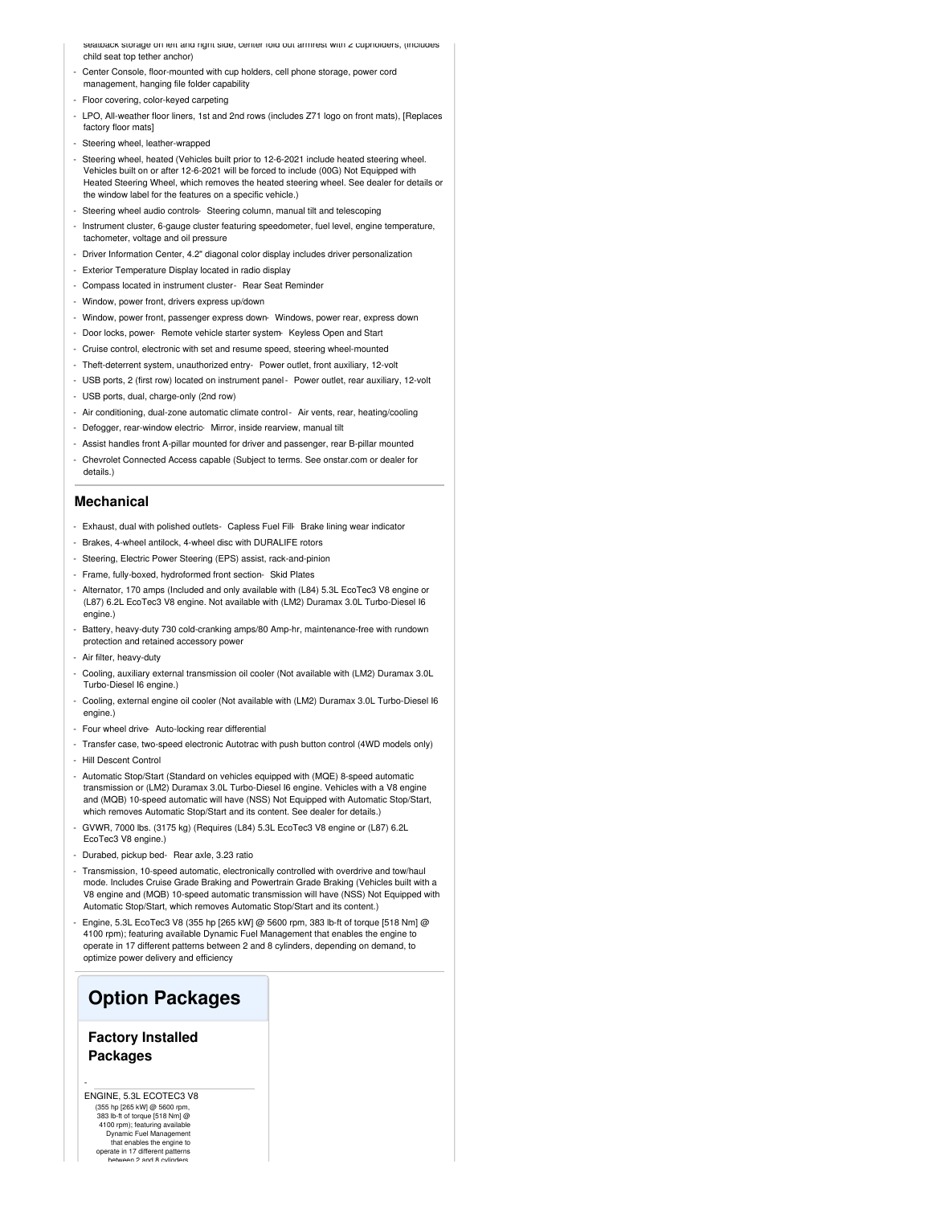seatback storage on left and right side, center fold out armrest with 2 cupholders, (includes child seat top tether anchor)

- Center Console, floor-mounted with cup holders, cell phone storage, power cord management, hanging file folder capability
- Floor covering, color-keyed carpeting
- LPO, All-weather floor liners, 1st and 2nd rows (includes Z71 logo on front mats), [Replaces factory floor mats]
- Steering wheel, leather-wrapped
- Steering wheel, heated (Vehicles built prior to 12-6-2021 include heated steering wheel. Vehicles built on or after 12-6-2021 will be forced to include (00G) Not Equipped with Heated Steering Wheel, which removes the heated steering wheel. See dealer for details or the window label for the features on a specific vehicle.)
- Steering wheel audio controls
- Steering column, manual tilt and telescoping
- Instrument cluster, 6-gauge cluster featuring speedometer, fuel level, engine temperature, tachometer, voltage and oil pressure
- Driver Information Center, 4.2" diagonal color display includes driver personalization
- Exterior Temperature Display located in radio display
- Compass located in instrument cluster
- Rear Seat Reminder
- Window, power front, drivers express up/down
- Window, power front, passenger express down
- Windows, power rear, express down
- Door locks, power
- Remote vehicle starter system
- Keyless Open and Start
- Cruise control, electronic with set and resume speed, steering wheel-mounted
- Theft-deterrent system, unauthorized entry
- Power outlet, front auxiliary, 12-volt
- USB ports, 2 (first row) located on instrument panel
- Power outlet, rear auxiliary, 12-volt
- USB ports, dual, charge-only (2nd row)
- Air conditioning, dual-zone automatic climate control
- Air vents, rear, heating/cooling
- Defogger, rear-window electric
- Mirror, inside rearview, manual tilt
- Assist handles front A-pillar mounted for driver and passenger, rear B-pillar mounted
- Chevrolet Connected Access capable (Subject to terms. See onstar.com or dealer for details.)

## Mechanical

- Exhaust, dual with polished outlets
- Capless Fuel Fill
- Brake lining wear indicator
- Brakes, 4-wheel antilock, 4-wheel disc with DURALIFE rotors
- Steering, Electric Power Steering (EPS) assist, rack-and-pinion
- Frame, fully-boxed, hydroformed front section
- Skid Plates
- Alternator, 170 amps (Included and only available with (L84) 5.3L EcoTec3 V8 engine or (L87) 6.2L EcoTec3 V8 engine. Not available with (LM2) Duramax 3.0L Turbo-Diesel I6 engine.)
- Battery, heavy-duty 730 cold-cranking amps/80 Amp-hr, maintenance-free with rundown protection and retained accessory power
- Air filter, heavy-duty
- Cooling, auxiliary external transmission oil cooler (Not available with (LM2) Duramax 3.0L Turbo-Diesel I6 engine.)
- Cooling, external engine oil cooler (Not available with (LM2) Duramax 3.0L Turbo-Diesel I6 engine.)
- Four wheel drive
- Auto-locking rear differential
- Transfer case, two-speed electronic Autotrac with push button control (4WD models only)
- Hill Descent Control
- Automatic Stop/Start (Standard on vehicles equipped with (MQE) 8-speed automatic transmission or (LM2) Duramax 3.0L Turbo-Diesel I6 engine. Vehicles with a V8 engine and (MQB) 10-speed automatic will have (NSS) Not Equipped with Automatic Stop/Start, which removes Automatic Stop/Start and its content. See dealer for details.)
- GVWR, 7000 lbs. (3175 kg) (Requires (L84) 5.3L EcoTec3 V8 engine or (L87) 6.2L EcoTec3 V8 engine.)
- Durabed, pickup bed
- Rear axle, 3.23 ratio
- Transmission, 10-speed automatic, electronically controlled with overdrive and tow/haul mode. Includes Cruise Grade Braking and Powertrain Grade Braking (Vehicles built with a V8 engine and (MQB) 10-speed automatic transmission will have (NSS) Not Equipped with Automatic Stop/Start, which removes Automatic Stop/Start and its content.)
- Engine, 5.3L EcoTec3 V8 (355 hp [265 kW] @ 5600 rpm, 383 lb-ft of torque [518 Nm] @ 4100 rpm); featuring available Dynamic Fuel Management that enables the engine to operate in 17 different patterns between 2 and 8 cylinders, depending on demand, to optimize power delivery and efficiency

# Option Packages

### Factory Installed Packages

-

ENGINE, 5.3L ECOTEC3 V8

(355 hp [265 kW] @ 5600 rpm, 383 lb-ft of torque [518 Nm] @ 4100 rpm); featuring available Dynamic Fuel Management that enables the engine to operate in 17 different patterns between 2 and 8 cylinders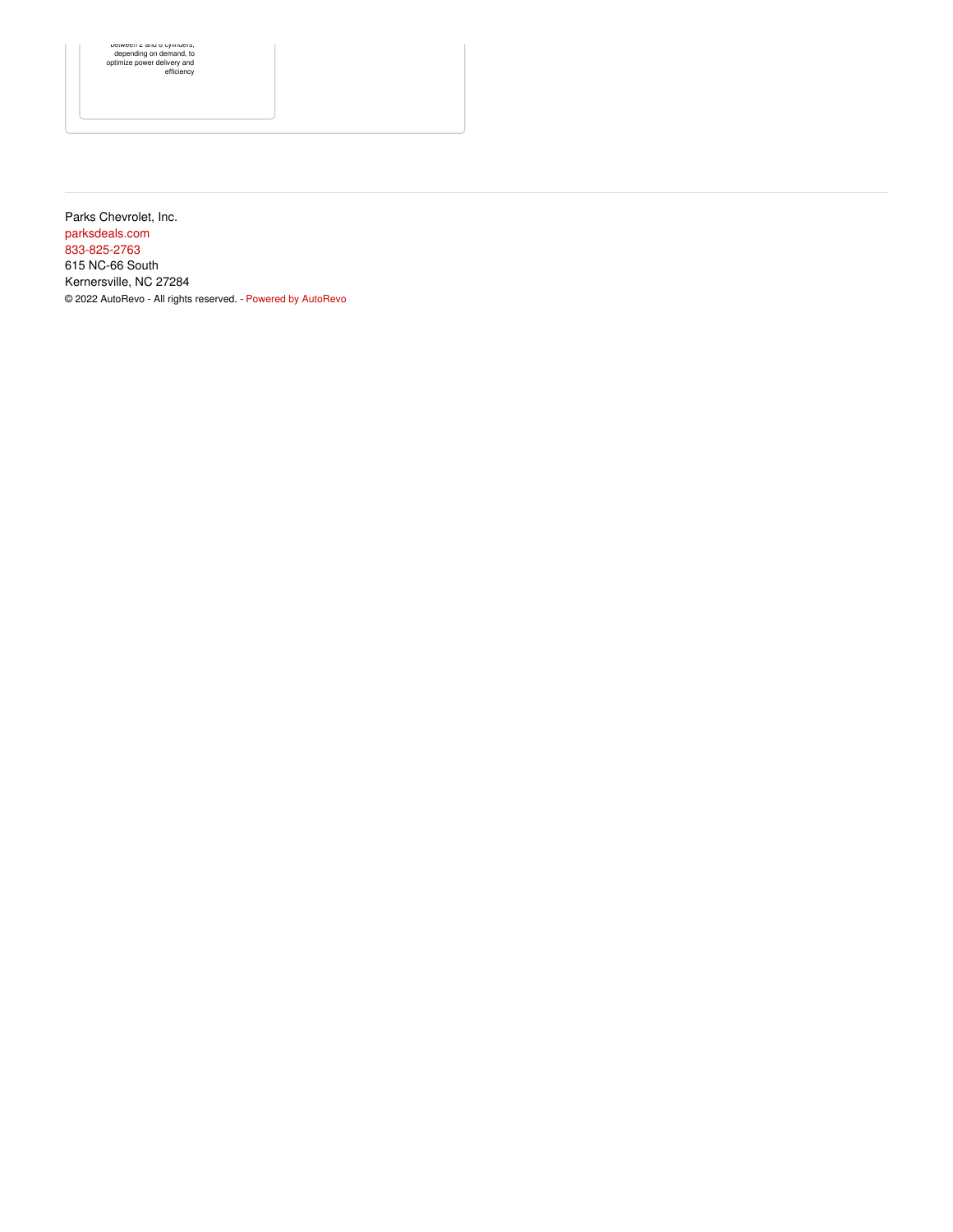between 2 and 8 cylinders, depending on demand, to optimize power delivery and efficiency

---

Parks Chevrolet, Inc.
parksdeals.com
833-825-2763
615 NC-66 South
Kernersville, NC 27284

© 2022 AutoRevo - All rights reserved. - Powered by AutoRevo